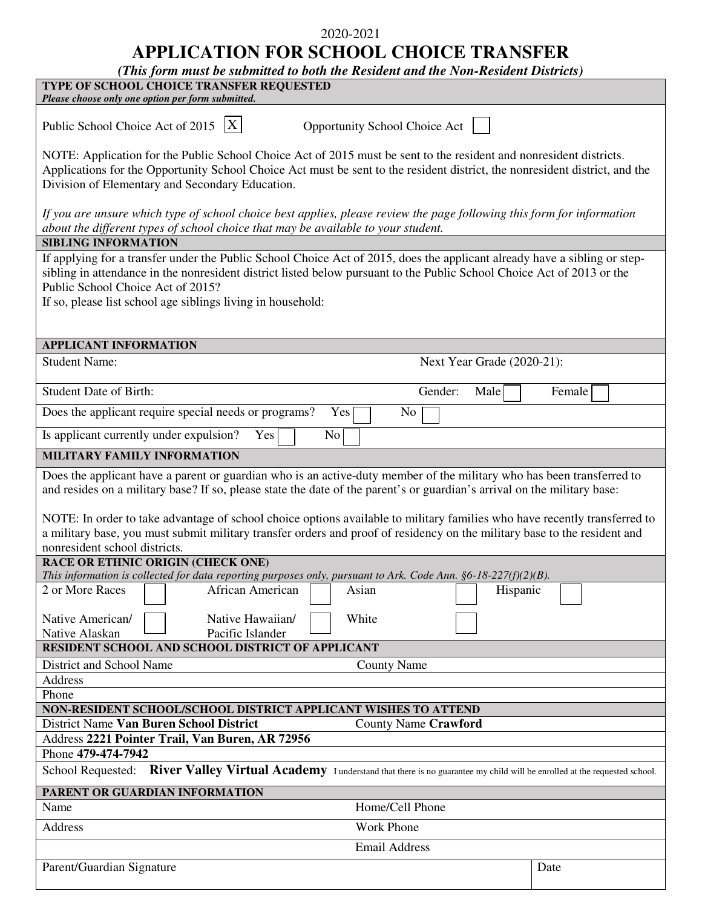2020-2021

# APPLICATION FOR SCHOOL CHOICE TRANSFER

***(This form must be submitted to both the Resident and the Non-Resident Districts)***

**TYPE OF SCHOOL CHOICE TRANSFER REQUESTED**
***Please choose only one option per form submitted.***

Public School Choice Act of 2015 [X]     Opportunity School Choice Act [ ]

NOTE: Application for the Public School Choice Act of 2015 must be sent to the resident and nonresident districts. Applications for the Opportunity School Choice Act must be sent to the resident district, the nonresident district, and the Division of Elementary and Secondary Education.

*If you are unsure which type of school choice best applies, please review the page following this form for information about the different types of school choice that may be available to your student.*

**SIBLING INFORMATION**

If applying for a transfer under the Public School Choice Act of 2015, does the applicant already have a sibling or step-sibling in attendance in the nonresident district listed below pursuant to the Public School Choice Act of 2013 or the Public School Choice Act of 2015?
If so, please list school age siblings living in household:

**APPLICANT INFORMATION**

Student Name:     Next Year Grade (2020-21):

Student Date of Birth:     Gender: Male [ ] Female [ ]

Does the applicant require special needs or programs? Yes [ ] No [ ]

Is applicant currently under expulsion? Yes [ ] No [ ]

**MILITARY FAMILY INFORMATION**

Does the applicant have a parent or guardian who is an active-duty member of the military who has been transferred to and resides on a military base? If so, please state the date of the parent's or guardian's arrival on the military base:

NOTE: In order to take advantage of school choice options available to military families who have recently transferred to a military base, you must submit military transfer orders and proof of residency on the military base to the resident and nonresident school districts.

**RACE OR ETHNIC ORIGIN (CHECK ONE)**
*This information is collected for data reporting purposes only, pursuant to Ark. Code Ann. §6-18-227(f)(2)(B).*

2 or More Races [ ]     African American [ ]     Asian [ ]     Hispanic [ ]

Native American/ Native Alaskan [ ]     Native Hawaiian/ Pacific Islander [ ]     White [ ]

**RESIDENT SCHOOL AND SCHOOL DISTRICT OF APPLICANT**

District and School Name     County Name

Address

Phone

**NON-RESIDENT SCHOOL/SCHOOL DISTRICT APPLICANT WISHES TO ATTEND**

District Name **Van Buren School District**     County Name **Crawford**

Address **2221 Pointer Trail, Van Buren, AR 72956**

Phone **479-474-7942**

School Requested: **River Valley Virtual Academy** I understand that there is no guarantee my child will be enrolled at the requested school.

**PARENT OR GUARDIAN INFORMATION**

Name     Home/Cell Phone

Address     Work Phone

Email Address

Parent/Guardian Signature     Date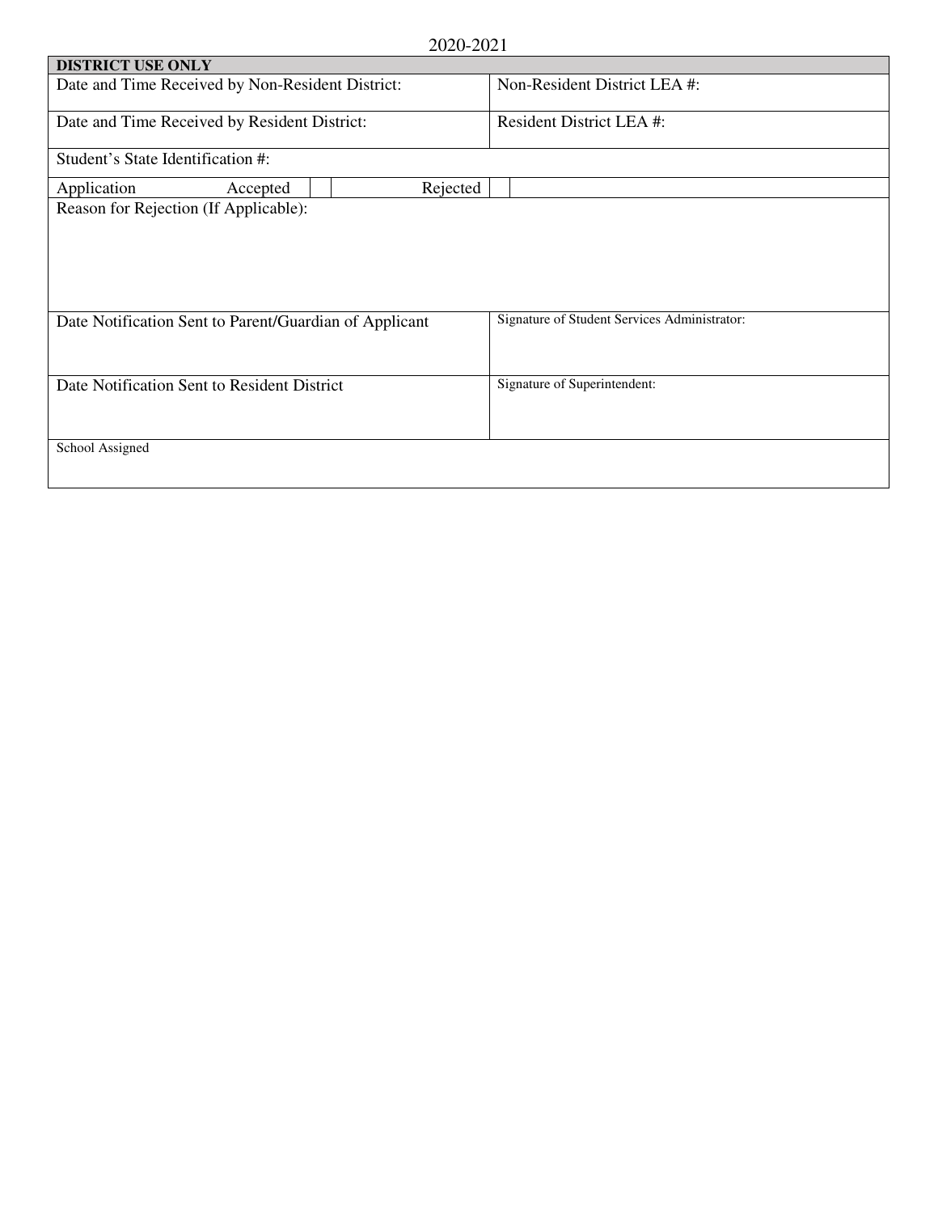2020-2021

| DISTRICT USE ONLY | | | | |
|---|---|---|---|---|
| Date and Time Received by Non-Resident District: | | | Non-Resident District LEA #: | |
| Date and Time Received by Resident District: | | | Resident District LEA #: | |
| Student's State Identification #: | | | | |
| Application | Accepted | | Rejected | |
| Reason for Rejection (If Applicable): | | | | |
| Date Notification Sent to Parent/Guardian of Applicant | | | Signature of Student Services Administrator: | |
| Date Notification Sent to Resident District | | | Signature of Superintendent: | |
| School Assigned | | | | |